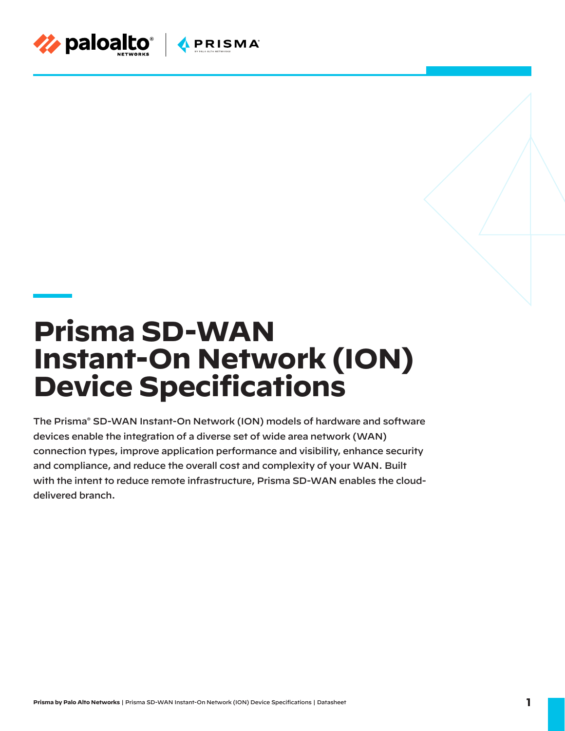# Prisma SD-WAN Instant-On Network (ION) Device Specifications

The Prisma® SD-WAN Instant-On Network (ION) models of hardware and software devices enable the integration of a diverse set of wide area network (WAN) connection types, improve application performance and visibility, enhance security and compliance, and reduce the overall cost and complexity of your WAN. Built with the intent to reduce remote infrastructure, Prisma SD-WAN enables the cloud-delivered branch.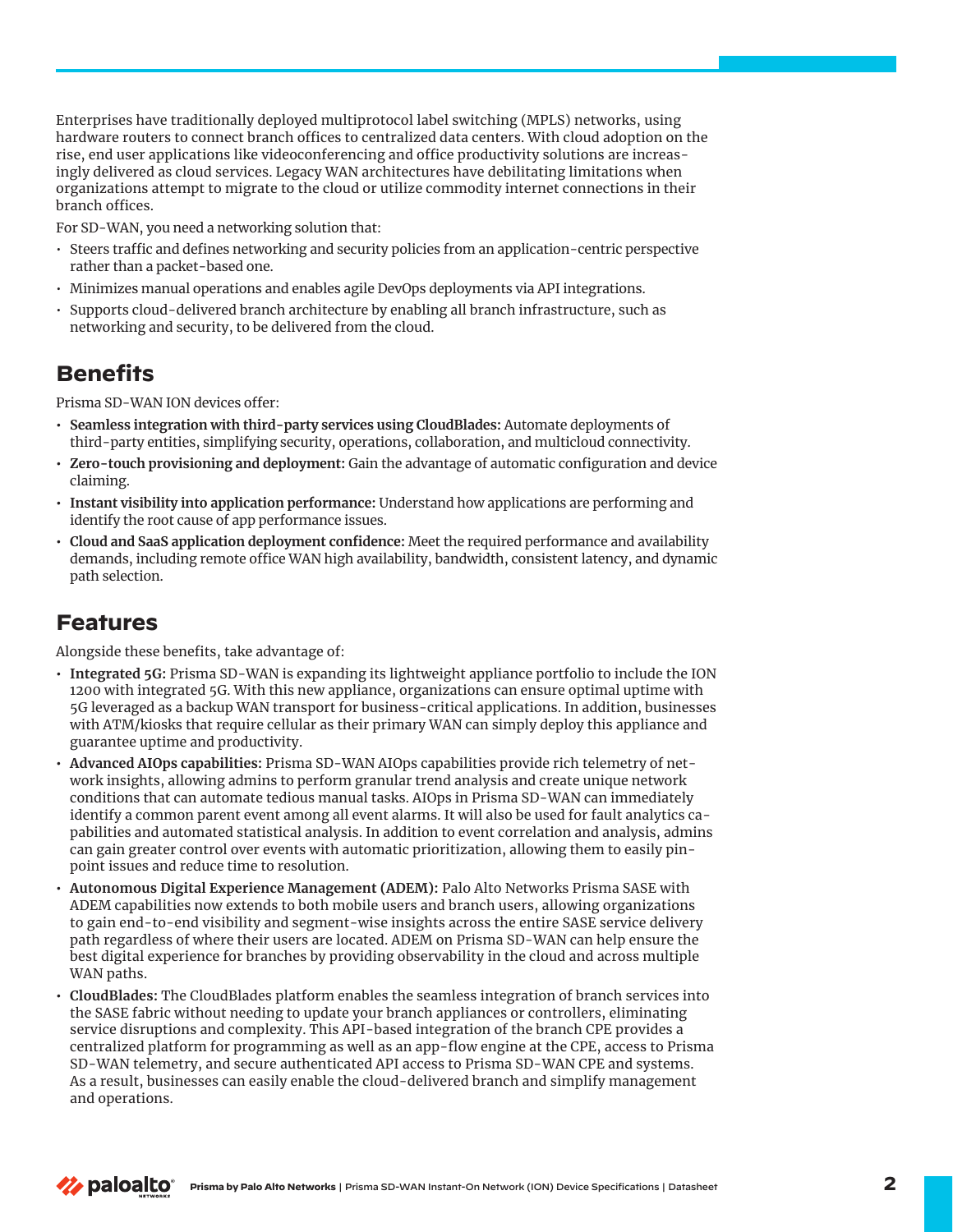Enterprises have traditionally deployed multiprotocol label switching (MPLS) networks, using hardware routers to connect branch offices to centralized data centers. With cloud adoption on the rise, end user applications like videoconferencing and office productivity solutions are increasingly delivered as cloud services. Legacy WAN architectures have debilitating limitations when organizations attempt to migrate to the cloud or utilize commodity internet connections in their branch offices.

For SD-WAN, you need a networking solution that:

- Steers traffic and defines networking and security policies from an application-centric perspective rather than a packet-based one.
- Minimizes manual operations and enables agile DevOps deployments via API integrations.
- Supports cloud-delivered branch architecture by enabling all branch infrastructure, such as networking and security, to be delivered from the cloud.

## Benefits

Prisma SD-WAN ION devices offer:

- **Seamless integration with third-party services using CloudBlades:** Automate deployments of third-party entities, simplifying security, operations, collaboration, and multicloud connectivity.
- **Zero-touch provisioning and deployment:** Gain the advantage of automatic configuration and device claiming.
- **Instant visibility into application performance:** Understand how applications are performing and identify the root cause of app performance issues.
- **Cloud and SaaS application deployment confidence:** Meet the required performance and availability demands, including remote office WAN high availability, bandwidth, consistent latency, and dynamic path selection.

## Features

Alongside these benefits, take advantage of:

- **Integrated 5G:** Prisma SD-WAN is expanding its lightweight appliance portfolio to include the ION 1200 with integrated 5G. With this new appliance, organizations can ensure optimal uptime with 5G leveraged as a backup WAN transport for business-critical applications. In addition, businesses with ATM/kiosks that require cellular as their primary WAN can simply deploy this appliance and guarantee uptime and productivity.
- **Advanced AIOps capabilities:** Prisma SD-WAN AIOps capabilities provide rich telemetry of network insights, allowing admins to perform granular trend analysis and create unique network conditions that can automate tedious manual tasks. AIOps in Prisma SD-WAN can immediately identify a common parent event among all event alarms. It will also be used for fault analytics capabilities and automated statistical analysis. In addition to event correlation and analysis, admins can gain greater control over events with automatic prioritization, allowing them to easily pinpoint issues and reduce time to resolution.
- **Autonomous Digital Experience Management (ADEM):** Palo Alto Networks Prisma SASE with ADEM capabilities now extends to both mobile users and branch users, allowing organizations to gain end-to-end visibility and segment-wise insights across the entire SASE service delivery path regardless of where their users are located. ADEM on Prisma SD-WAN can help ensure the best digital experience for branches by providing observability in the cloud and across multiple WAN paths.
- **CloudBlades:** The CloudBlades platform enables the seamless integration of branch services into the SASE fabric without needing to update your branch appliances or controllers, eliminating service disruptions and complexity. This API-based integration of the branch CPE provides a centralized platform for programming as well as an app-flow engine at the CPE, access to Prisma SD-WAN telemetry, and secure authenticated API access to Prisma SD-WAN CPE and systems. As a result, businesses can easily enable the cloud-delivered branch and simplify management and operations.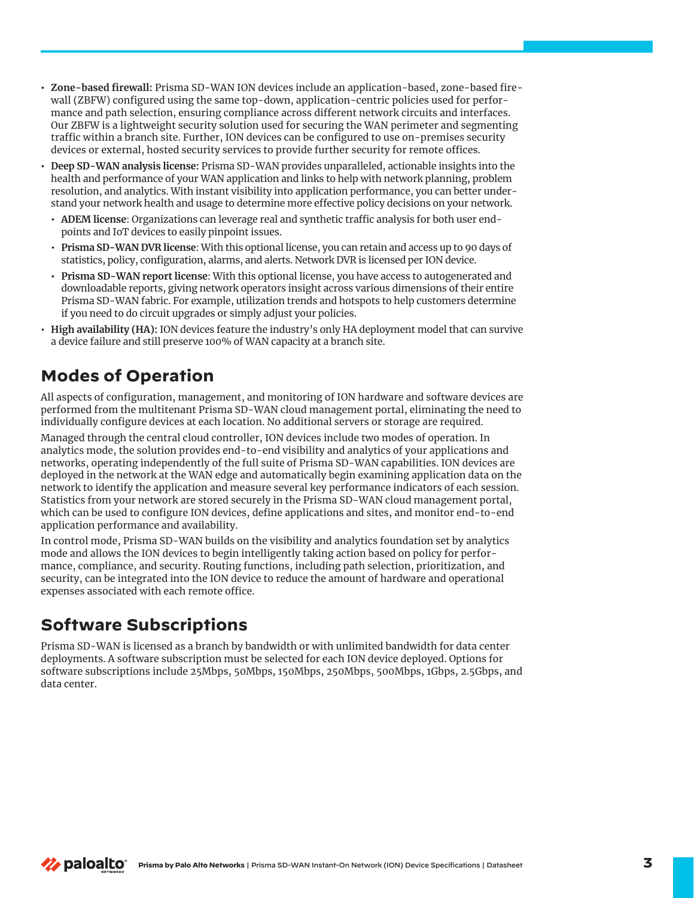- **Zone-based firewall:** Prisma SD-WAN ION devices include an application-based, zone-based firewall (ZBFW) configured using the same top-down, application-centric policies used for performance and path selection, ensuring compliance across different network circuits and interfaces. Our ZBFW is a lightweight security solution used for securing the WAN perimeter and segmenting traffic within a branch site. Further, ION devices can be configured to use on-premises security devices or external, hosted security services to provide further security for remote offices.
- **Deep SD-WAN analysis license:** Prisma SD-WAN provides unparalleled, actionable insights into the health and performance of your WAN application and links to help with network planning, problem resolution, and analytics. With instant visibility into application performance, you can better understand your network health and usage to determine more effective policy decisions on your network.
  - **ADEM license**: Organizations can leverage real and synthetic traffic analysis for both user endpoints and IoT devices to easily pinpoint issues.
  - **Prisma SD-WAN DVR license**: With this optional license, you can retain and access up to 90 days of statistics, policy, configuration, alarms, and alerts. Network DVR is licensed per ION device.
  - **Prisma SD-WAN report license**: With this optional license, you have access to autogenerated and downloadable reports, giving network operators insight across various dimensions of their entire Prisma SD-WAN fabric. For example, utilization trends and hotspots to help customers determine if you need to do circuit upgrades or simply adjust your policies.
- **High availability (HA):** ION devices feature the industry's only HA deployment model that can survive a device failure and still preserve 100% of WAN capacity at a branch site.

## Modes of Operation

All aspects of configuration, management, and monitoring of ION hardware and software devices are performed from the multitenant Prisma SD-WAN cloud management portal, eliminating the need to individually configure devices at each location. No additional servers or storage are required.

Managed through the central cloud controller, ION devices include two modes of operation. In analytics mode, the solution provides end-to-end visibility and analytics of your applications and networks, operating independently of the full suite of Prisma SD-WAN capabilities. ION devices are deployed in the network at the WAN edge and automatically begin examining application data on the network to identify the application and measure several key performance indicators of each session. Statistics from your network are stored securely in the Prisma SD-WAN cloud management portal, which can be used to configure ION devices, define applications and sites, and monitor end-to-end application performance and availability.

In control mode, Prisma SD-WAN builds on the visibility and analytics foundation set by analytics mode and allows the ION devices to begin intelligently taking action based on policy for performance, compliance, and security. Routing functions, including path selection, prioritization, and security, can be integrated into the ION device to reduce the amount of hardware and operational expenses associated with each remote office.

## Software Subscriptions

Prisma SD-WAN is licensed as a branch by bandwidth or with unlimited bandwidth for data center deployments. A software subscription must be selected for each ION device deployed. Options for software subscriptions include 25Mbps, 50Mbps, 150Mbps, 250Mbps, 500Mbps, 1Gbps, 2.5Gbps, and data center.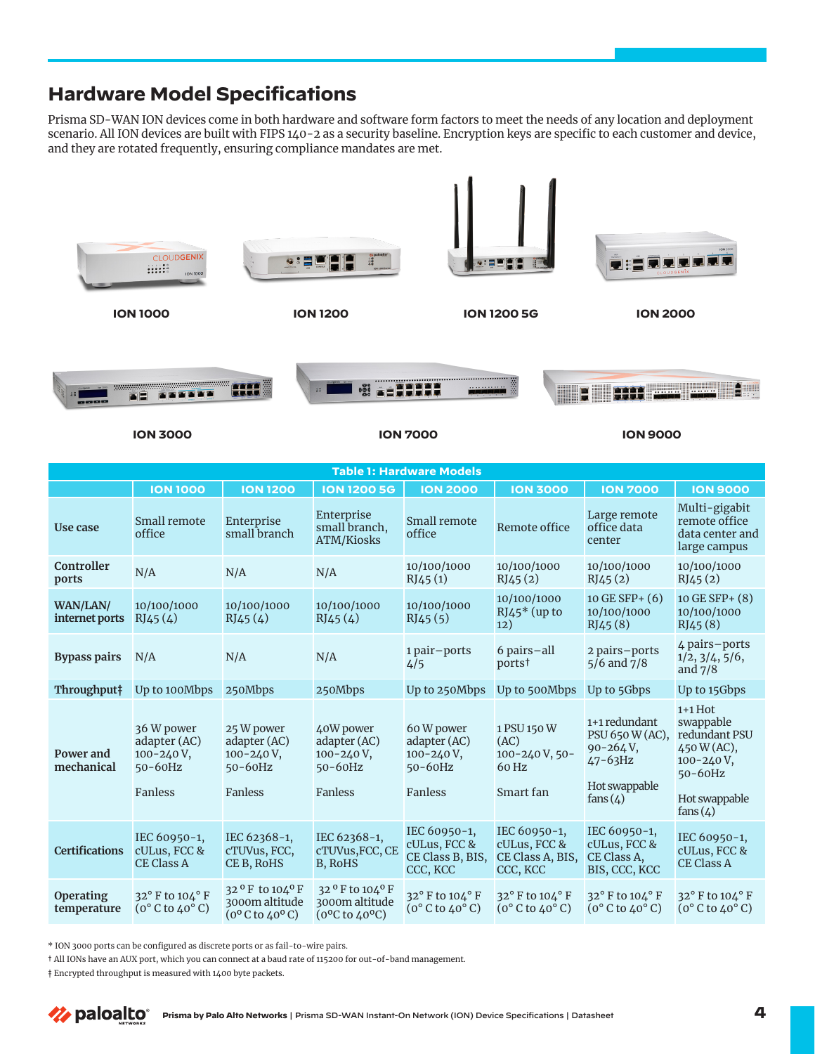## Hardware Model Specifications

Prisma SD-WAN ION devices come in both hardware and software form factors to meet the needs of any location and deployment scenario. All ION devices are built with FIPS 140-2 as a security baseline. Encryption keys are specific to each customer and device, and they are rotated frequently, ensuring compliance mandates are met.

ION 1000

ION 1200

ION 1200 5G

ION 2000

ION 3000

ION 7000

ION 9000

**Table 1: Hardware Models**

| | ION 1000 | ION 1200 | ION 1200 5G | ION 2000 | ION 3000 | ION 7000 | ION 9000 |
|---|---|---|---|---|---|---|---|
| **Use case** | Small remote office | Enterprise small branch | Enterprise small branch, ATM/Kiosks | Small remote office | Remote office | Large remote office data center | Multi-gigabit remote office data center and large campus |
| **Controller ports** | N/A | N/A | N/A | 10/100/1000 RJ45 (1) | 10/100/1000 RJ45 (2) | 10/100/1000 RJ45 (2) | 10/100/1000 RJ45 (2) |
| **WAN/LAN/ internet ports** | 10/100/1000 RJ45 (4) | 10/100/1000 RJ45 (4) | 10/100/1000 RJ45 (4) | 10/100/1000 RJ45 (5) | 10/100/1000 RJ45* (up to 12) | 10 GE SFP+ (6) 10/100/1000 RJ45 (8) | 10 GE SFP+ (8) 10/100/1000 RJ45 (8) |
| **Bypass pairs** | N/A | N/A | N/A | 1 pair–ports 4/5 | 6 pairs–all ports† | 2 pairs–ports 5/6 and 7/8 | 4 pairs–ports 1/2, 3/4, 5/6, and 7/8 |
| **Throughput‡** | Up to 100Mbps | 250Mbps | 250Mbps | Up to 250Mbps | Up to 500Mbps | Up to 5Gbps | Up to 15Gbps |
| **Power and mechanical** | 36 W power adapter (AC) 100–240 V, 50–60Hz<br><br>Fanless | 25 W power adapter (AC) 100–240 V, 50–60Hz<br><br>Fanless | 40W power adapter (AC) 100–240 V, 50–60Hz<br><br>Fanless | 60 W power adapter (AC) 100–240 V, 50–60Hz<br><br>Fanless | 1 PSU 150 W (AC) 100–240 V, 50–60 Hz<br><br>Smart fan | 1+1 redundant PSU 650 W (AC), 90–264 V, 47–63Hz<br><br>Hot swappable fans (4) | 1+1 Hot swappable redundant PSU 450 W (AC), 100–240 V, 50–60Hz<br><br>Hot swappable fans (4) |
| **Certifications** | IEC 60950-1, cULus, FCC & CE Class A | IEC 62368-1, cTUVus, FCC, CE B, RoHS | IEC 62368-1, cTUVus,FCC, CE B, RoHS | IEC 60950-1, cULus, FCC & CE Class B, BIS, CCC, KCC | IEC 60950-1, cULus, FCC & CE Class A, BIS, CCC, KCC | IEC 60950-1, cULus, FCC & CE Class A, BIS, CCC, KCC | IEC 60950-1, cULus, FCC & CE Class A |
| **Operating temperature** | 32° F to 104° F (0° C to 40° C) | 32 °F to 104°F 3000m altitude (0°C to 40°C) | 32 °F to 104°F 3000m altitude (0°C to 40°C) | 32° F to 104° F (0° C to 40° C) | 32° F to 104° F (0° C to 40° C) | 32° F to 104° F (0° C to 40° C) | 32° F to 104° F (0° C to 40° C) |

* ION 3000 ports can be configured as discrete ports or as fail-to-wire pairs.

† All IONs have an AUX port, which you can connect at a baud rate of 115200 for out-of-band management.

‡ Encrypted throughput is measured with 1400 byte packets.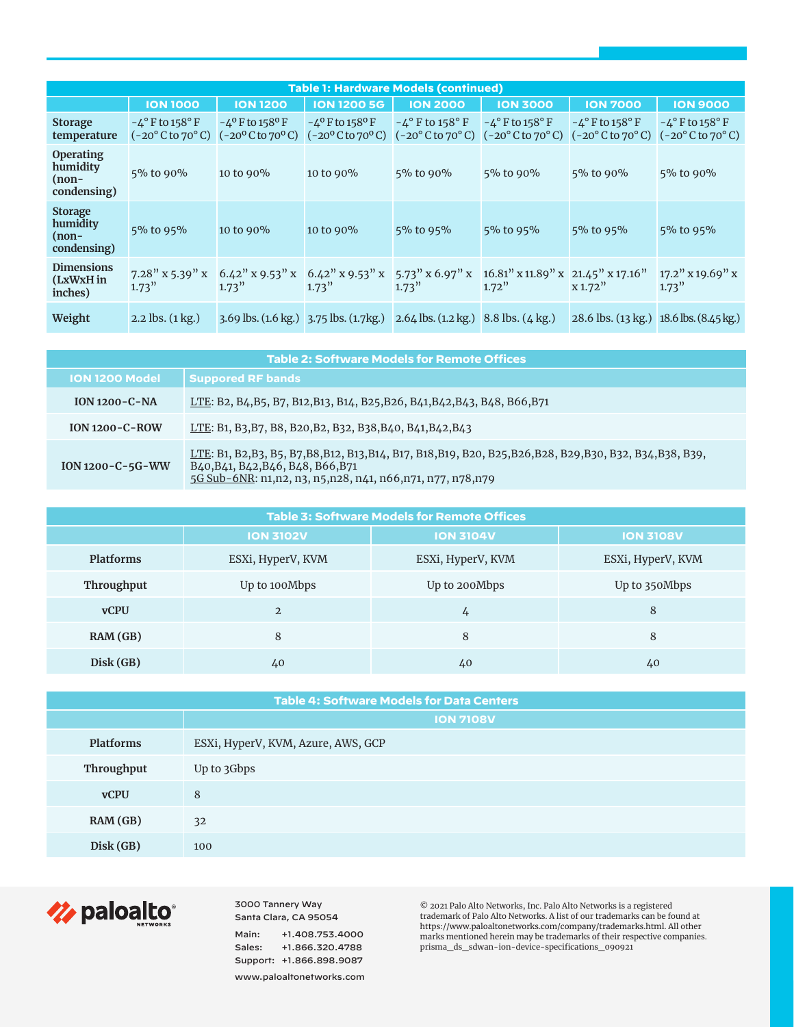**Table 1: Hardware Models (continued)**

| | ION 1000 | ION 1200 | ION 1200 5G | ION 2000 | ION 3000 | ION 7000 | ION 9000 |
|---|---|---|---|---|---|---|---|
| **Storage temperature** | -4° F to 158° F (-20° C to 70° C) | -4° F to 158° F (-20° C to 70° C) | -4° F to 158° F (-20° C to 70° C) | -4° F to 158° F (-20° C to 70° C) | -4° F to 158° F (-20° C to 70° C) | -4° F to 158° F (-20° C to 70° C) | -4° F to 158° F (-20° C to 70° C) |
| **Operating humidity (non-condensing)** | 5% to 90% | 10 to 90% | 10 to 90% | 5% to 90% | 5% to 90% | 5% to 90% | 5% to 90% |
| **Storage humidity (non-condensing)** | 5% to 95% | 10 to 90% | 10 to 90% | 5% to 95% | 5% to 95% | 5% to 95% | 5% to 95% |
| **Dimensions (LxWxH in inches)** | 7.28" x 5.39" x 1.73" | 6.42" x 9.53" x 1.73" | 6.42" x 9.53" x 1.73" | 5.73" x 6.97" x 1.73" | 16.81" x 11.89" x 1.72" | 21.45" x 17.16" x 1.72" | 17.2" x 19.69" x 1.73" |
| **Weight** | 2.2 lbs. (1 kg.) | 3.69 lbs. (1.6 kg.) | 3.75 lbs. (1.7kg.) | 2.64 lbs. (1.2 kg.) | 8.8 lbs. (4 kg.) | 28.6 lbs. (13 kg.) | 18.6 lbs. (8.45 kg.) |

**Table 2: Software Models for Remote Offices**

| ION 1200 Model | Suppored RF bands |
|---|---|
| **ION 1200-C-NA** | LTE: B2, B4,B5, B7, B12,B13, B14, B25,B26, B41,B42,B43, B48, B66,B71 |
| **ION 1200-C-ROW** | LTE: B1, B3,B7, B8, B20,B2, B32, B38,B40, B41,B42,B43 |
| **ION 1200-C-5G-WW** | LTE: B1, B2,B3, B5, B7,B8,B12, B13,B14, B17, B18,B19, B20, B25,B26,B28, B29,B30, B32, B34,B38, B39, B40,B41, B42,B46, B48, B66,B71<br>5G Sub-6NR: n1,n2, n3, n5,n28, n41, n66,n71, n77, n78,n79 |

**Table 3: Software Models for Remote Offices**

| | ION 3102V | ION 3104V | ION 3108V |
|---|---|---|---|
| **Platforms** | ESXi, HyperV, KVM | ESXi, HyperV, KVM | ESXi, HyperV, KVM |
| **Throughput** | Up to 100Mbps | Up to 200Mbps | Up to 350Mbps |
| **vCPU** | 2 | 4 | 8 |
| **RAM (GB)** | 8 | 8 | 8 |
| **Disk (GB)** | 40 | 40 | 40 |

**Table 4: Software Models for Data Centers**

| | ION 7108V |
|---|---|
| **Platforms** | ESXi, HyperV, KVM, Azure, AWS, GCP |
| **Throughput** | Up to 3Gbps |
| **vCPU** | 8 |
| **RAM (GB)** | 32 |
| **Disk (GB)** | 100 |

paloalto NETWORKS

3000 Tannery Way
Santa Clara, CA 95054

Main: +1.408.753.4000
Sales: +1.866.320.4788
Support: +1.866.898.9087

www.paloaltonetworks.com

© 2021 Palo Alto Networks, Inc. Palo Alto Networks is a registered trademark of Palo Alto Networks. A list of our trademarks can be found at https://www.paloaltonetworks.com/company/trademarks.html. All other marks mentioned herein may be trademarks of their respective companies. prisma_ds_sdwan-ion-device-specifications_090921